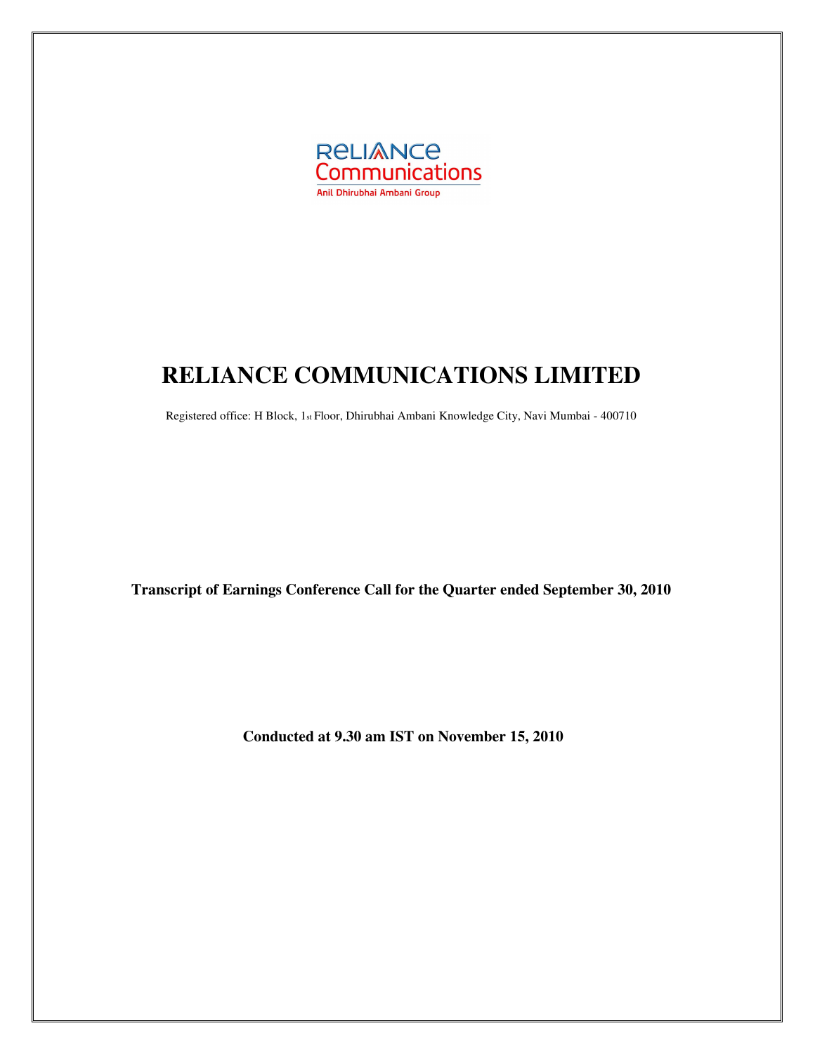# RELIANCE COMMUNICATIONS LIMITED

Registered office: H Block, 1st Floor, Dhirubhai Ambani Knowledge City, Navi Mumbai - 400710

**Transcript of Earnings Conference Call for the Quarter ended September 30, 2010**

**Conducted at 9.30 am IST on November 15, 2010**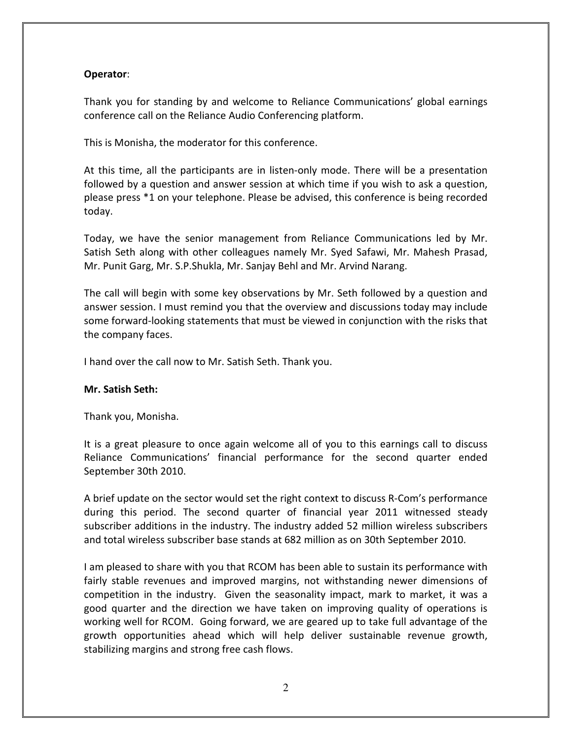**Operator**:

Thank you for standing by and welcome to Reliance Communications' global earnings conference call on the Reliance Audio Conferencing platform.

This is Monisha, the moderator for this conference.

At this time, all the participants are in listen-only mode. There will be a presentation followed by a question and answer session at which time if you wish to ask a question, please press *1 on your telephone. Please be advised, this conference is being recorded today.

Today, we have the senior management from Reliance Communications led by Mr. Satish Seth along with other colleagues namely Mr. Syed Safawi, Mr. Mahesh Prasad, Mr. Punit Garg, Mr. S.P.Shukla, Mr. Sanjay Behl and Mr. Arvind Narang.

The call will begin with some key observations by Mr. Seth followed by a question and answer session. I must remind you that the overview and discussions today may include some forward-looking statements that must be viewed in conjunction with the risks that the company faces.

I hand over the call now to Mr. Satish Seth. Thank you.

**Mr. Satish Seth:**

Thank you, Monisha.

It is a great pleasure to once again welcome all of you to this earnings call to discuss Reliance Communications' financial performance for the second quarter ended September 30th 2010.

A brief update on the sector would set the right context to discuss R-Com's performance during this period. The second quarter of financial year 2011 witnessed steady subscriber additions in the industry. The industry added 52 million wireless subscribers and total wireless subscriber base stands at 682 million as on 30th September 2010.

I am pleased to share with you that RCOM has been able to sustain its performance with fairly stable revenues and improved margins, not withstanding newer dimensions of competition in the industry. Given the seasonality impact, mark to market, it was a good quarter and the direction we have taken on improving quality of operations is working well for RCOM. Going forward, we are geared up to take full advantage of the growth opportunities ahead which will help deliver sustainable revenue growth, stabilizing margins and strong free cash flows.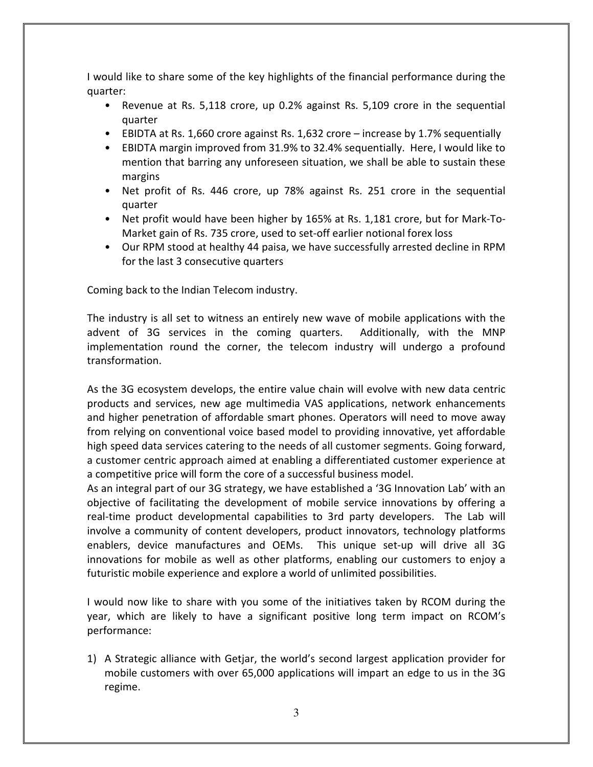I would like to share some of the key highlights of the financial performance during the quarter:

- Revenue at Rs. 5,118 crore, up 0.2% against Rs. 5,109 crore in the sequential quarter
- EBIDTA at Rs. 1,660 crore against Rs. 1,632 crore – increase by 1.7% sequentially
- EBIDTA margin improved from 31.9% to 32.4% sequentially. Here, I would like to mention that barring any unforeseen situation, we shall be able to sustain these margins
- Net profit of Rs. 446 crore, up 78% against Rs. 251 crore in the sequential quarter
- Net profit would have been higher by 165% at Rs. 1,181 crore, but for Mark-To-Market gain of Rs. 735 crore, used to set-off earlier notional forex loss
- Our RPM stood at healthy 44 paisa, we have successfully arrested decline in RPM for the last 3 consecutive quarters

Coming back to the Indian Telecom industry.

The industry is all set to witness an entirely new wave of mobile applications with the advent of 3G services in the coming quarters. Additionally, with the MNP implementation round the corner, the telecom industry will undergo a profound transformation.

As the 3G ecosystem develops, the entire value chain will evolve with new data centric products and services, new age multimedia VAS applications, network enhancements and higher penetration of affordable smart phones. Operators will need to move away from relying on conventional voice based model to providing innovative, yet affordable high speed data services catering to the needs of all customer segments. Going forward, a customer centric approach aimed at enabling a differentiated customer experience at a competitive price will form the core of a successful business model.

As an integral part of our 3G strategy, we have established a '3G Innovation Lab' with an objective of facilitating the development of mobile service innovations by offering a real-time product developmental capabilities to 3rd party developers. The Lab will involve a community of content developers, product innovators, technology platforms enablers, device manufactures and OEMs. This unique set-up will drive all 3G innovations for mobile as well as other platforms, enabling our customers to enjoy a futuristic mobile experience and explore a world of unlimited possibilities.

I would now like to share with you some of the initiatives taken by RCOM during the year, which are likely to have a significant positive long term impact on RCOM's performance:

1) A Strategic alliance with Getjar, the world's second largest application provider for mobile customers with over 65,000 applications will impart an edge to us in the 3G regime.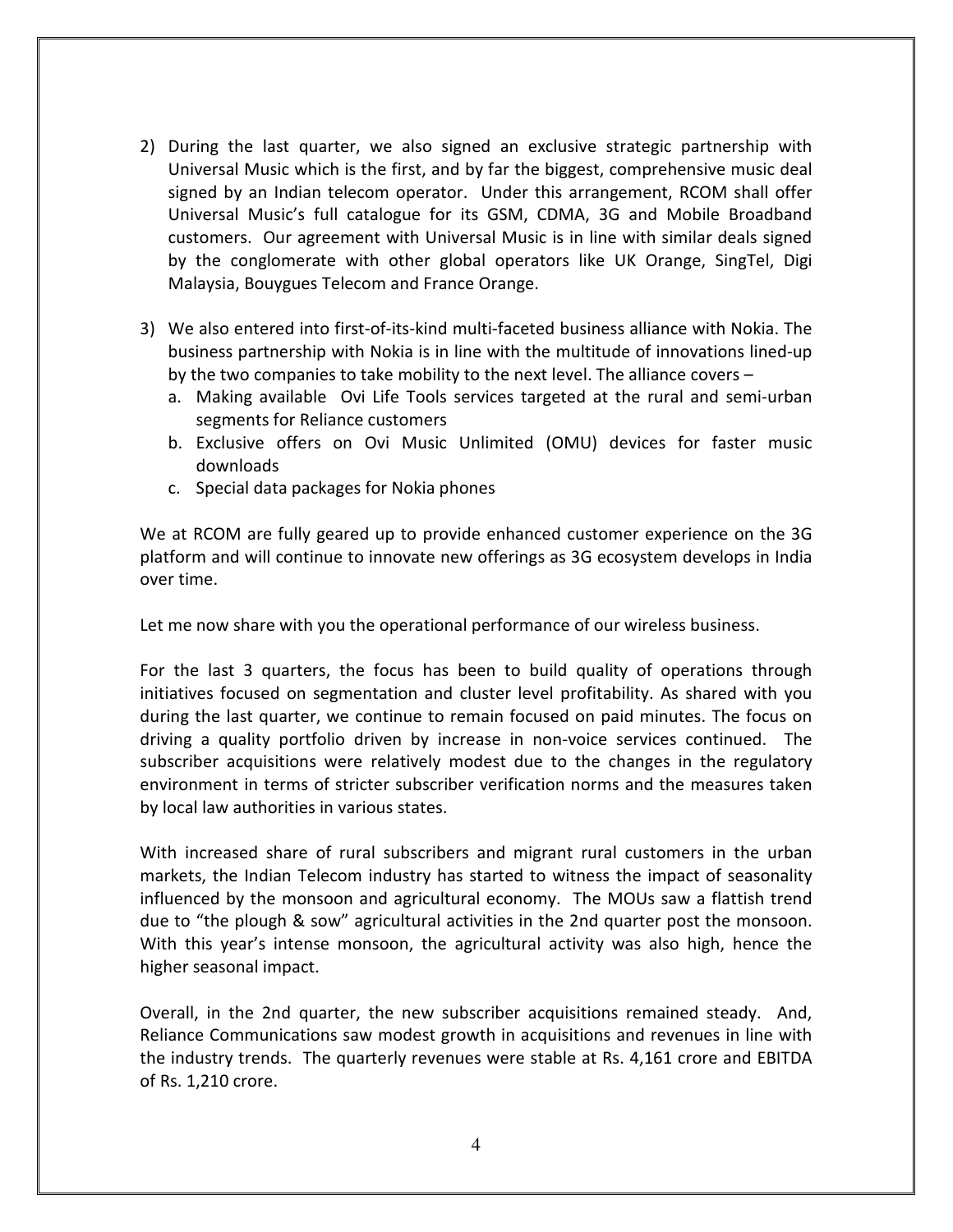2) During the last quarter, we also signed an exclusive strategic partnership with Universal Music which is the first, and by far the biggest, comprehensive music deal signed by an Indian telecom operator. Under this arrangement, RCOM shall offer Universal Music's full catalogue for its GSM, CDMA, 3G and Mobile Broadband customers. Our agreement with Universal Music is in line with similar deals signed by the conglomerate with other global operators like UK Orange, SingTel, Digi Malaysia, Bouygues Telecom and France Orange.

3) We also entered into first-of-its-kind multi-faceted business alliance with Nokia. The business partnership with Nokia is in line with the multitude of innovations lined-up by the two companies to take mobility to the next level. The alliance covers –
   a. Making available Ovi Life Tools services targeted at the rural and semi-urban segments for Reliance customers
   b. Exclusive offers on Ovi Music Unlimited (OMU) devices for faster music downloads
   c. Special data packages for Nokia phones

We at RCOM are fully geared up to provide enhanced customer experience on the 3G platform and will continue to innovate new offerings as 3G ecosystem develops in India over time.

Let me now share with you the operational performance of our wireless business.

For the last 3 quarters, the focus has been to build quality of operations through initiatives focused on segmentation and cluster level profitability. As shared with you during the last quarter, we continue to remain focused on paid minutes. The focus on driving a quality portfolio driven by increase in non-voice services continued. The subscriber acquisitions were relatively modest due to the changes in the regulatory environment in terms of stricter subscriber verification norms and the measures taken by local law authorities in various states.

With increased share of rural subscribers and migrant rural customers in the urban markets, the Indian Telecom industry has started to witness the impact of seasonality influenced by the monsoon and agricultural economy. The MOUs saw a flattish trend due to "the plough & sow" agricultural activities in the 2nd quarter post the monsoon. With this year's intense monsoon, the agricultural activity was also high, hence the higher seasonal impact.

Overall, in the 2nd quarter, the new subscriber acquisitions remained steady. And, Reliance Communications saw modest growth in acquisitions and revenues in line with the industry trends. The quarterly revenues were stable at Rs. 4,161 crore and EBITDA of Rs. 1,210 crore.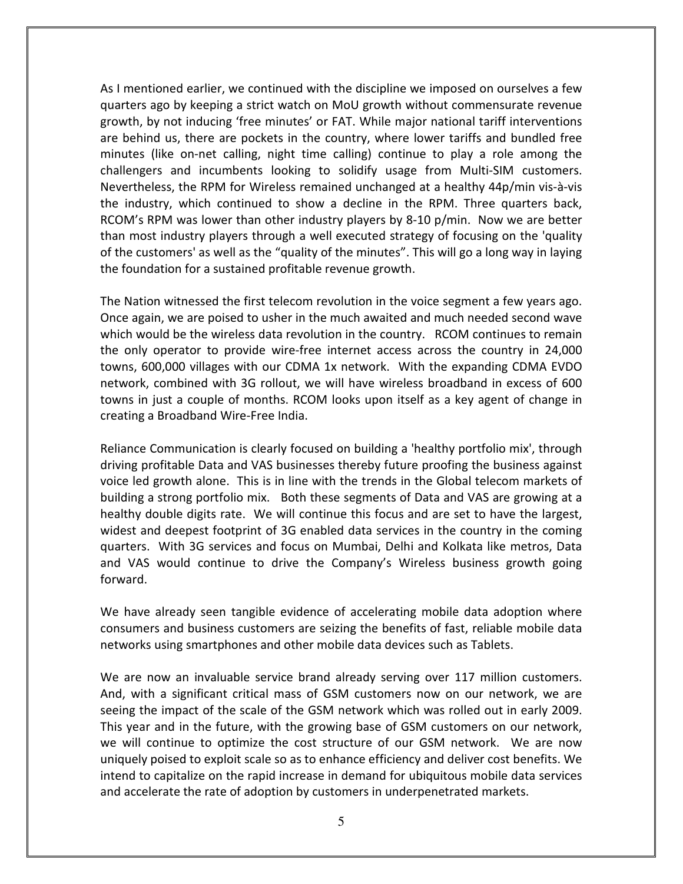As I mentioned earlier, we continued with the discipline we imposed on ourselves a few quarters ago by keeping a strict watch on MoU growth without commensurate revenue growth, by not inducing 'free minutes' or FAT. While major national tariff interventions are behind us, there are pockets in the country, where lower tariffs and bundled free minutes (like on-net calling, night time calling) continue to play a role among the challengers and incumbents looking to solidify usage from Multi-SIM customers. Nevertheless, the RPM for Wireless remained unchanged at a healthy 44p/min vis-à-vis the industry, which continued to show a decline in the RPM. Three quarters back, RCOM's RPM was lower than other industry players by 8-10 p/min. Now we are better than most industry players through a well executed strategy of focusing on the 'quality of the customers' as well as the "quality of the minutes". This will go a long way in laying the foundation for a sustained profitable revenue growth.

The Nation witnessed the first telecom revolution in the voice segment a few years ago. Once again, we are poised to usher in the much awaited and much needed second wave which would be the wireless data revolution in the country. RCOM continues to remain the only operator to provide wire-free internet access across the country in 24,000 towns, 600,000 villages with our CDMA 1x network. With the expanding CDMA EVDO network, combined with 3G rollout, we will have wireless broadband in excess of 600 towns in just a couple of months. RCOM looks upon itself as a key agent of change in creating a Broadband Wire-Free India.

Reliance Communication is clearly focused on building a 'healthy portfolio mix', through driving profitable Data and VAS businesses thereby future proofing the business against voice led growth alone. This is in line with the trends in the Global telecom markets of building a strong portfolio mix. Both these segments of Data and VAS are growing at a healthy double digits rate. We will continue this focus and are set to have the largest, widest and deepest footprint of 3G enabled data services in the country in the coming quarters. With 3G services and focus on Mumbai, Delhi and Kolkata like metros, Data and VAS would continue to drive the Company's Wireless business growth going forward.

We have already seen tangible evidence of accelerating mobile data adoption where consumers and business customers are seizing the benefits of fast, reliable mobile data networks using smartphones and other mobile data devices such as Tablets.

We are now an invaluable service brand already serving over 117 million customers. And, with a significant critical mass of GSM customers now on our network, we are seeing the impact of the scale of the GSM network which was rolled out in early 2009. This year and in the future, with the growing base of GSM customers on our network, we will continue to optimize the cost structure of our GSM network. We are now uniquely poised to exploit scale so as to enhance efficiency and deliver cost benefits. We intend to capitalize on the rapid increase in demand for ubiquitous mobile data services and accelerate the rate of adoption by customers in underpenetrated markets.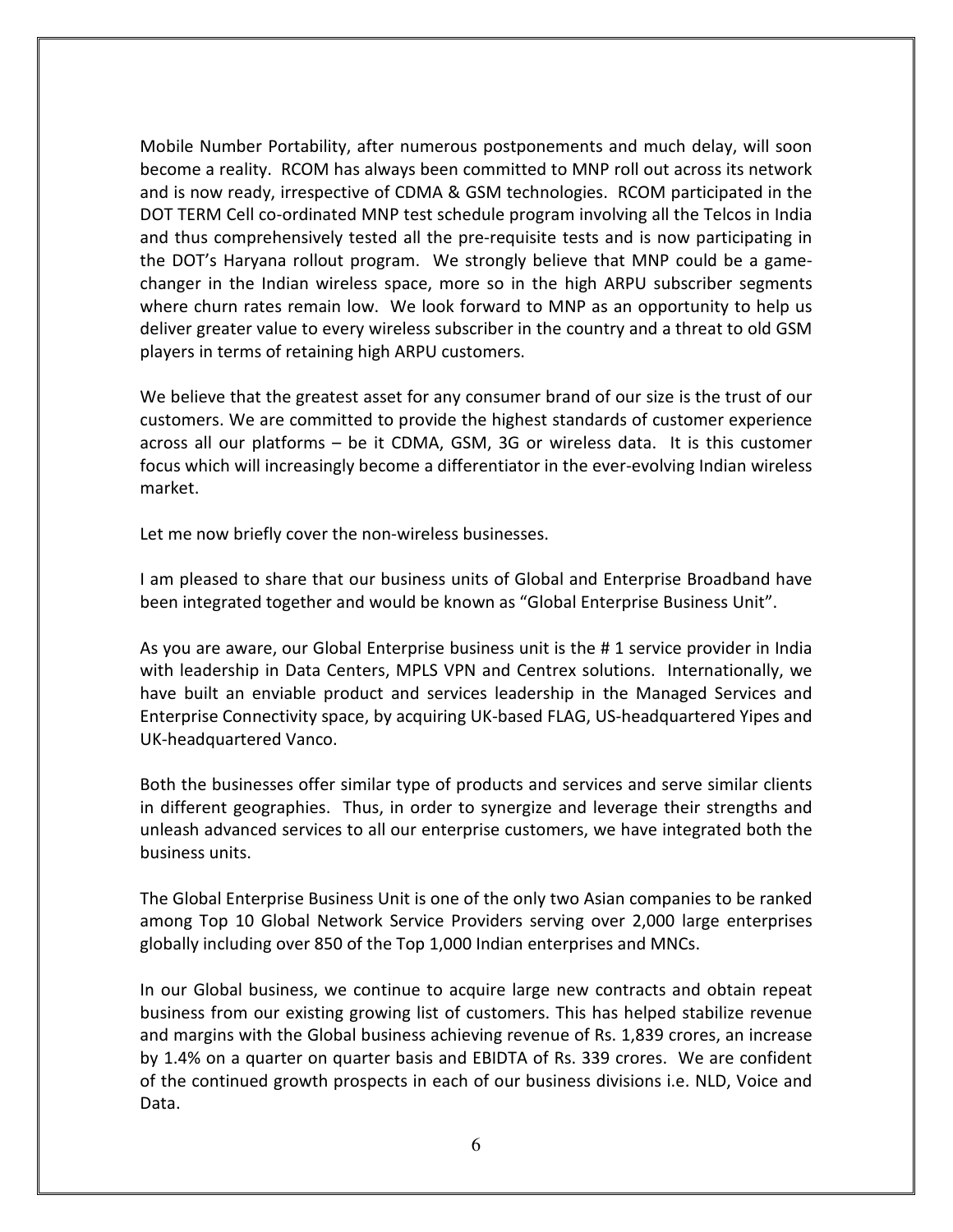Mobile Number Portability, after numerous postponements and much delay, will soon become a reality. RCOM has always been committed to MNP roll out across its network and is now ready, irrespective of CDMA & GSM technologies. RCOM participated in the DOT TERM Cell co-ordinated MNP test schedule program involving all the Telcos in India and thus comprehensively tested all the pre-requisite tests and is now participating in the DOT's Haryana rollout program. We strongly believe that MNP could be a game-changer in the Indian wireless space, more so in the high ARPU subscriber segments where churn rates remain low. We look forward to MNP as an opportunity to help us deliver greater value to every wireless subscriber in the country and a threat to old GSM players in terms of retaining high ARPU customers.

We believe that the greatest asset for any consumer brand of our size is the trust of our customers. We are committed to provide the highest standards of customer experience across all our platforms – be it CDMA, GSM, 3G or wireless data. It is this customer focus which will increasingly become a differentiator in the ever-evolving Indian wireless market.

Let me now briefly cover the non-wireless businesses.

I am pleased to share that our business units of Global and Enterprise Broadband have been integrated together and would be known as "Global Enterprise Business Unit".

As you are aware, our Global Enterprise business unit is the # 1 service provider in India with leadership in Data Centers, MPLS VPN and Centrex solutions. Internationally, we have built an enviable product and services leadership in the Managed Services and Enterprise Connectivity space, by acquiring UK-based FLAG, US-headquartered Yipes and UK-headquartered Vanco.

Both the businesses offer similar type of products and services and serve similar clients in different geographies. Thus, in order to synergize and leverage their strengths and unleash advanced services to all our enterprise customers, we have integrated both the business units.

The Global Enterprise Business Unit is one of the only two Asian companies to be ranked among Top 10 Global Network Service Providers serving over 2,000 large enterprises globally including over 850 of the Top 1,000 Indian enterprises and MNCs.

In our Global business, we continue to acquire large new contracts and obtain repeat business from our existing growing list of customers. This has helped stabilize revenue and margins with the Global business achieving revenue of Rs. 1,839 crores, an increase by 1.4% on a quarter on quarter basis and EBIDTA of Rs. 339 crores. We are confident of the continued growth prospects in each of our business divisions i.e. NLD, Voice and Data.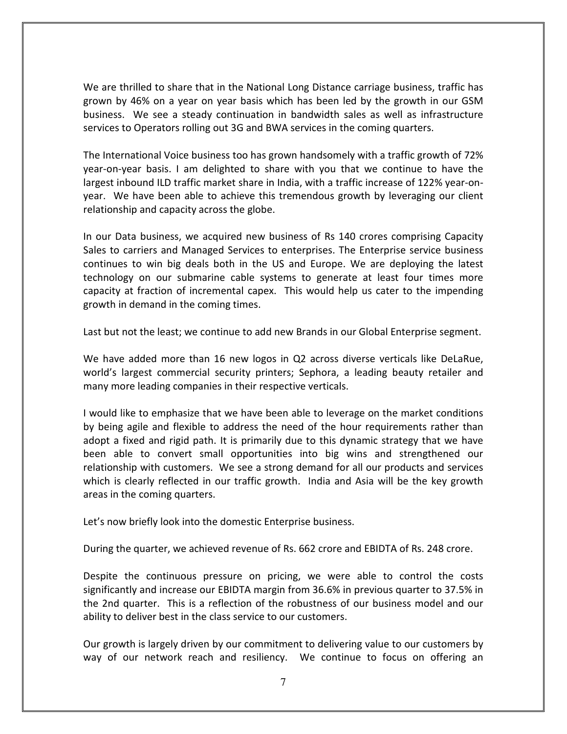We are thrilled to share that in the National Long Distance carriage business, traffic has grown by 46% on a year on year basis which has been led by the growth in our GSM business. We see a steady continuation in bandwidth sales as well as infrastructure services to Operators rolling out 3G and BWA services in the coming quarters.

The International Voice business too has grown handsomely with a traffic growth of 72% year-on-year basis. I am delighted to share with you that we continue to have the largest inbound ILD traffic market share in India, with a traffic increase of 122% year-on-year. We have been able to achieve this tremendous growth by leveraging our client relationship and capacity across the globe.

In our Data business, we acquired new business of Rs 140 crores comprising Capacity Sales to carriers and Managed Services to enterprises. The Enterprise service business continues to win big deals both in the US and Europe. We are deploying the latest technology on our submarine cable systems to generate at least four times more capacity at fraction of incremental capex. This would help us cater to the impending growth in demand in the coming times.

Last but not the least; we continue to add new Brands in our Global Enterprise segment.

We have added more than 16 new logos in Q2 across diverse verticals like DeLaRue, world's largest commercial security printers; Sephora, a leading beauty retailer and many more leading companies in their respective verticals.

I would like to emphasize that we have been able to leverage on the market conditions by being agile and flexible to address the need of the hour requirements rather than adopt a fixed and rigid path. It is primarily due to this dynamic strategy that we have been able to convert small opportunities into big wins and strengthened our relationship with customers. We see a strong demand for all our products and services which is clearly reflected in our traffic growth. India and Asia will be the key growth areas in the coming quarters.

Let's now briefly look into the domestic Enterprise business.

During the quarter, we achieved revenue of Rs. 662 crore and EBIDTA of Rs. 248 crore.

Despite the continuous pressure on pricing, we were able to control the costs significantly and increase our EBIDTA margin from 36.6% in previous quarter to 37.5% in the 2nd quarter. This is a reflection of the robustness of our business model and our ability to deliver best in the class service to our customers.

Our growth is largely driven by our commitment to delivering value to our customers by way of our network reach and resiliency. We continue to focus on offering an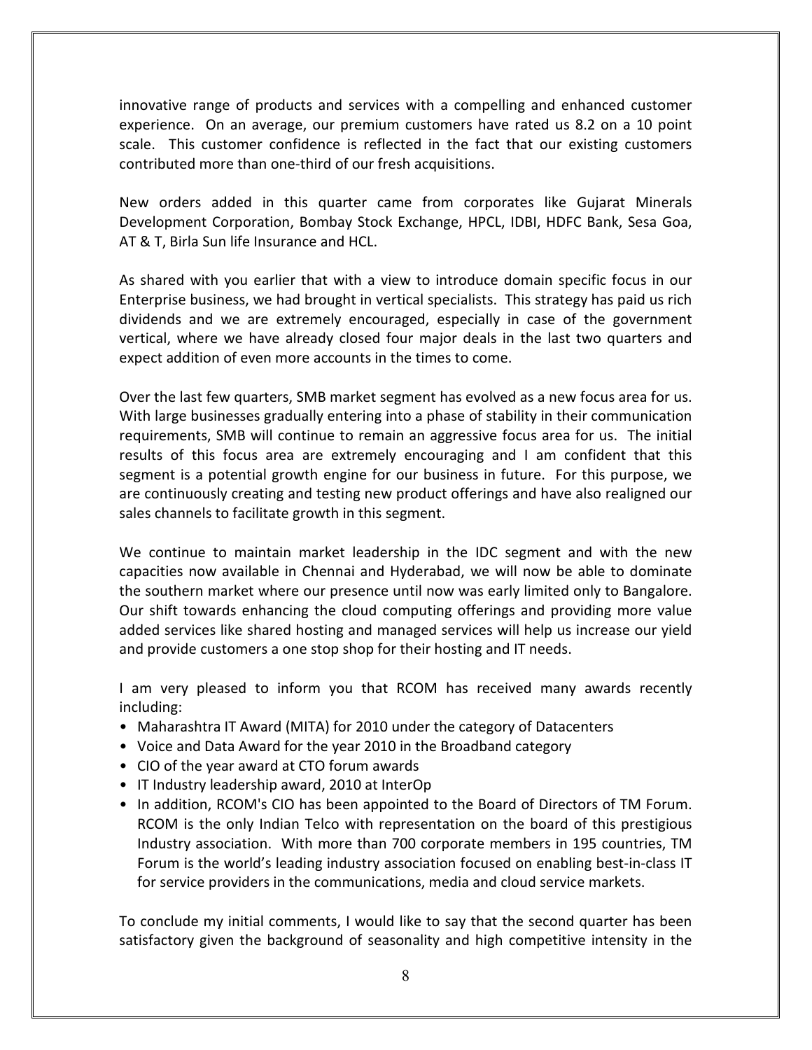innovative range of products and services with a compelling and enhanced customer experience. On an average, our premium customers have rated us 8.2 on a 10 point scale. This customer confidence is reflected in the fact that our existing customers contributed more than one-third of our fresh acquisitions.

New orders added in this quarter came from corporates like Gujarat Minerals Development Corporation, Bombay Stock Exchange, HPCL, IDBI, HDFC Bank, Sesa Goa, AT & T, Birla Sun life Insurance and HCL.

As shared with you earlier that with a view to introduce domain specific focus in our Enterprise business, we had brought in vertical specialists. This strategy has paid us rich dividends and we are extremely encouraged, especially in case of the government vertical, where we have already closed four major deals in the last two quarters and expect addition of even more accounts in the times to come.

Over the last few quarters, SMB market segment has evolved as a new focus area for us. With large businesses gradually entering into a phase of stability in their communication requirements, SMB will continue to remain an aggressive focus area for us. The initial results of this focus area are extremely encouraging and I am confident that this segment is a potential growth engine for our business in future. For this purpose, we are continuously creating and testing new product offerings and have also realigned our sales channels to facilitate growth in this segment.

We continue to maintain market leadership in the IDC segment and with the new capacities now available in Chennai and Hyderabad, we will now be able to dominate the southern market where our presence until now was early limited only to Bangalore. Our shift towards enhancing the cloud computing offerings and providing more value added services like shared hosting and managed services will help us increase our yield and provide customers a one stop shop for their hosting and IT needs.

I am very pleased to inform you that RCOM has received many awards recently including:

- Maharashtra IT Award (MITA) for 2010 under the category of Datacenters
- Voice and Data Award for the year 2010 in the Broadband category
- CIO of the year award at CTO forum awards
- IT Industry leadership award, 2010 at InterOp
- In addition, RCOM's CIO has been appointed to the Board of Directors of TM Forum. RCOM is the only Indian Telco with representation on the board of this prestigious Industry association. With more than 700 corporate members in 195 countries, TM Forum is the world's leading industry association focused on enabling best-in-class IT for service providers in the communications, media and cloud service markets.

To conclude my initial comments, I would like to say that the second quarter has been satisfactory given the background of seasonality and high competitive intensity in the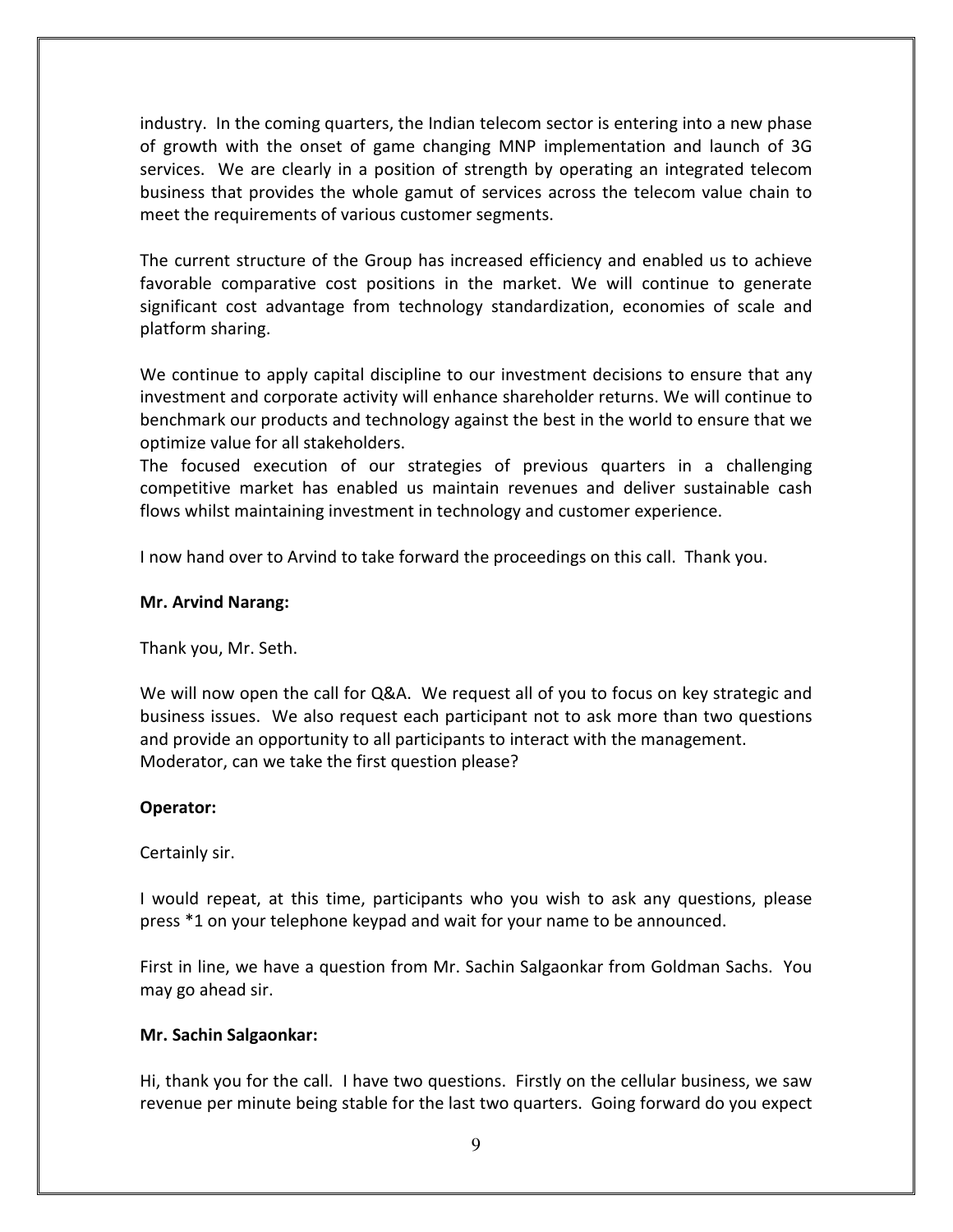industry. In the coming quarters, the Indian telecom sector is entering into a new phase of growth with the onset of game changing MNP implementation and launch of 3G services. We are clearly in a position of strength by operating an integrated telecom business that provides the whole gamut of services across the telecom value chain to meet the requirements of various customer segments.

The current structure of the Group has increased efficiency and enabled us to achieve favorable comparative cost positions in the market. We will continue to generate significant cost advantage from technology standardization, economies of scale and platform sharing.

We continue to apply capital discipline to our investment decisions to ensure that any investment and corporate activity will enhance shareholder returns. We will continue to benchmark our products and technology against the best in the world to ensure that we optimize value for all stakeholders.
The focused execution of our strategies of previous quarters in a challenging competitive market has enabled us maintain revenues and deliver sustainable cash flows whilst maintaining investment in technology and customer experience.

I now hand over to Arvind to take forward the proceedings on this call. Thank you.

**Mr. Arvind Narang:**

Thank you, Mr. Seth.

We will now open the call for Q&A. We request all of you to focus on key strategic and business issues. We also request each participant not to ask more than two questions and provide an opportunity to all participants to interact with the management.
Moderator, can we take the first question please?

**Operator:**

Certainly sir.

I would repeat, at this time, participants who you wish to ask any questions, please press *1 on your telephone keypad and wait for your name to be announced.

First in line, we have a question from Mr. Sachin Salgaonkar from Goldman Sachs. You may go ahead sir.

**Mr. Sachin Salgaonkar:**

Hi, thank you for the call. I have two questions. Firstly on the cellular business, we saw revenue per minute being stable for the last two quarters. Going forward do you expect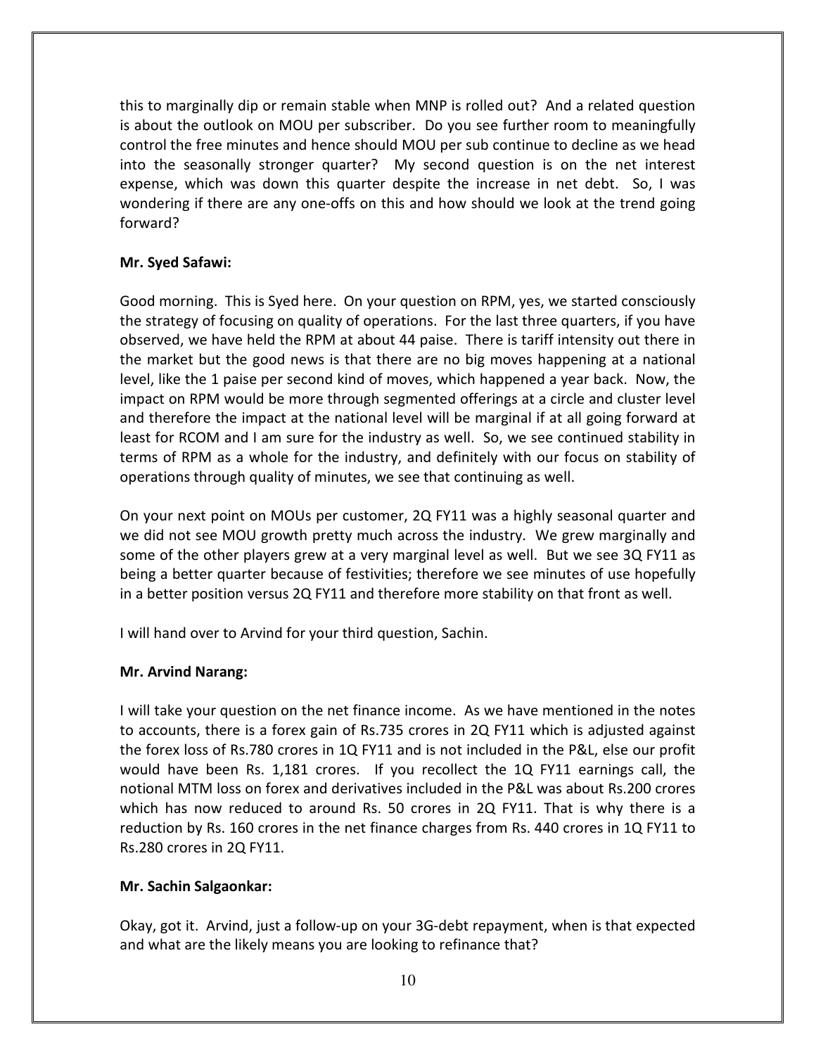this to marginally dip or remain stable when MNP is rolled out? And a related question is about the outlook on MOU per subscriber. Do you see further room to meaningfully control the free minutes and hence should MOU per sub continue to decline as we head into the seasonally stronger quarter? My second question is on the net interest expense, which was down this quarter despite the increase in net debt. So, I was wondering if there are any one-offs on this and how should we look at the trend going forward?

**Mr. Syed Safawi:**

Good morning. This is Syed here. On your question on RPM, yes, we started consciously the strategy of focusing on quality of operations. For the last three quarters, if you have observed, we have held the RPM at about 44 paise. There is tariff intensity out there in the market but the good news is that there are no big moves happening at a national level, like the 1 paise per second kind of moves, which happened a year back. Now, the impact on RPM would be more through segmented offerings at a circle and cluster level and therefore the impact at the national level will be marginal if at all going forward at least for RCOM and I am sure for the industry as well. So, we see continued stability in terms of RPM as a whole for the industry, and definitely with our focus on stability of operations through quality of minutes, we see that continuing as well.

On your next point on MOUs per customer, 2Q FY11 was a highly seasonal quarter and we did not see MOU growth pretty much across the industry. We grew marginally and some of the other players grew at a very marginal level as well. But we see 3Q FY11 as being a better quarter because of festivities; therefore we see minutes of use hopefully in a better position versus 2Q FY11 and therefore more stability on that front as well.

I will hand over to Arvind for your third question, Sachin.

**Mr. Arvind Narang:**

I will take your question on the net finance income. As we have mentioned in the notes to accounts, there is a forex gain of Rs.735 crores in 2Q FY11 which is adjusted against the forex loss of Rs.780 crores in 1Q FY11 and is not included in the P&L, else our profit would have been Rs. 1,181 crores. If you recollect the 1Q FY11 earnings call, the notional MTM loss on forex and derivatives included in the P&L was about Rs.200 crores which has now reduced to around Rs. 50 crores in 2Q FY11. That is why there is a reduction by Rs. 160 crores in the net finance charges from Rs. 440 crores in 1Q FY11 to Rs.280 crores in 2Q FY11.

**Mr. Sachin Salgaonkar:**

Okay, got it. Arvind, just a follow-up on your 3G-debt repayment, when is that expected and what are the likely means you are looking to refinance that?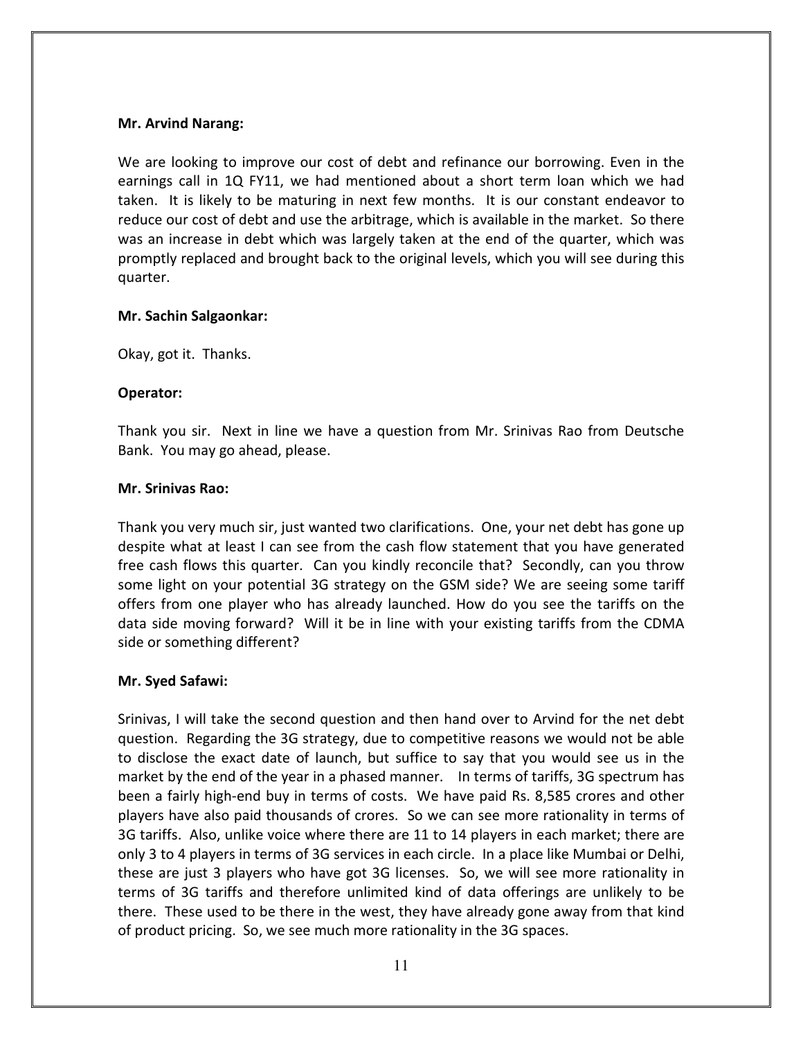**Mr. Arvind Narang:**

We are looking to improve our cost of debt and refinance our borrowing. Even in the earnings call in 1Q FY11, we had mentioned about a short term loan which we had taken. It is likely to be maturing in next few months. It is our constant endeavor to reduce our cost of debt and use the arbitrage, which is available in the market. So there was an increase in debt which was largely taken at the end of the quarter, which was promptly replaced and brought back to the original levels, which you will see during this quarter.

**Mr. Sachin Salgaonkar:**

Okay, got it. Thanks.

**Operator:**

Thank you sir. Next in line we have a question from Mr. Srinivas Rao from Deutsche Bank. You may go ahead, please.

**Mr. Srinivas Rao:**

Thank you very much sir, just wanted two clarifications. One, your net debt has gone up despite what at least I can see from the cash flow statement that you have generated free cash flows this quarter. Can you kindly reconcile that? Secondly, can you throw some light on your potential 3G strategy on the GSM side? We are seeing some tariff offers from one player who has already launched. How do you see the tariffs on the data side moving forward? Will it be in line with your existing tariffs from the CDMA side or something different?

**Mr. Syed Safawi:**

Srinivas, I will take the second question and then hand over to Arvind for the net debt question. Regarding the 3G strategy, due to competitive reasons we would not be able to disclose the exact date of launch, but suffice to say that you would see us in the market by the end of the year in a phased manner. In terms of tariffs, 3G spectrum has been a fairly high-end buy in terms of costs. We have paid Rs. 8,585 crores and other players have also paid thousands of crores. So we can see more rationality in terms of 3G tariffs. Also, unlike voice where there are 11 to 14 players in each market; there are only 3 to 4 players in terms of 3G services in each circle. In a place like Mumbai or Delhi, these are just 3 players who have got 3G licenses. So, we will see more rationality in terms of 3G tariffs and therefore unlimited kind of data offerings are unlikely to be there. These used to be there in the west, they have already gone away from that kind of product pricing. So, we see much more rationality in the 3G spaces.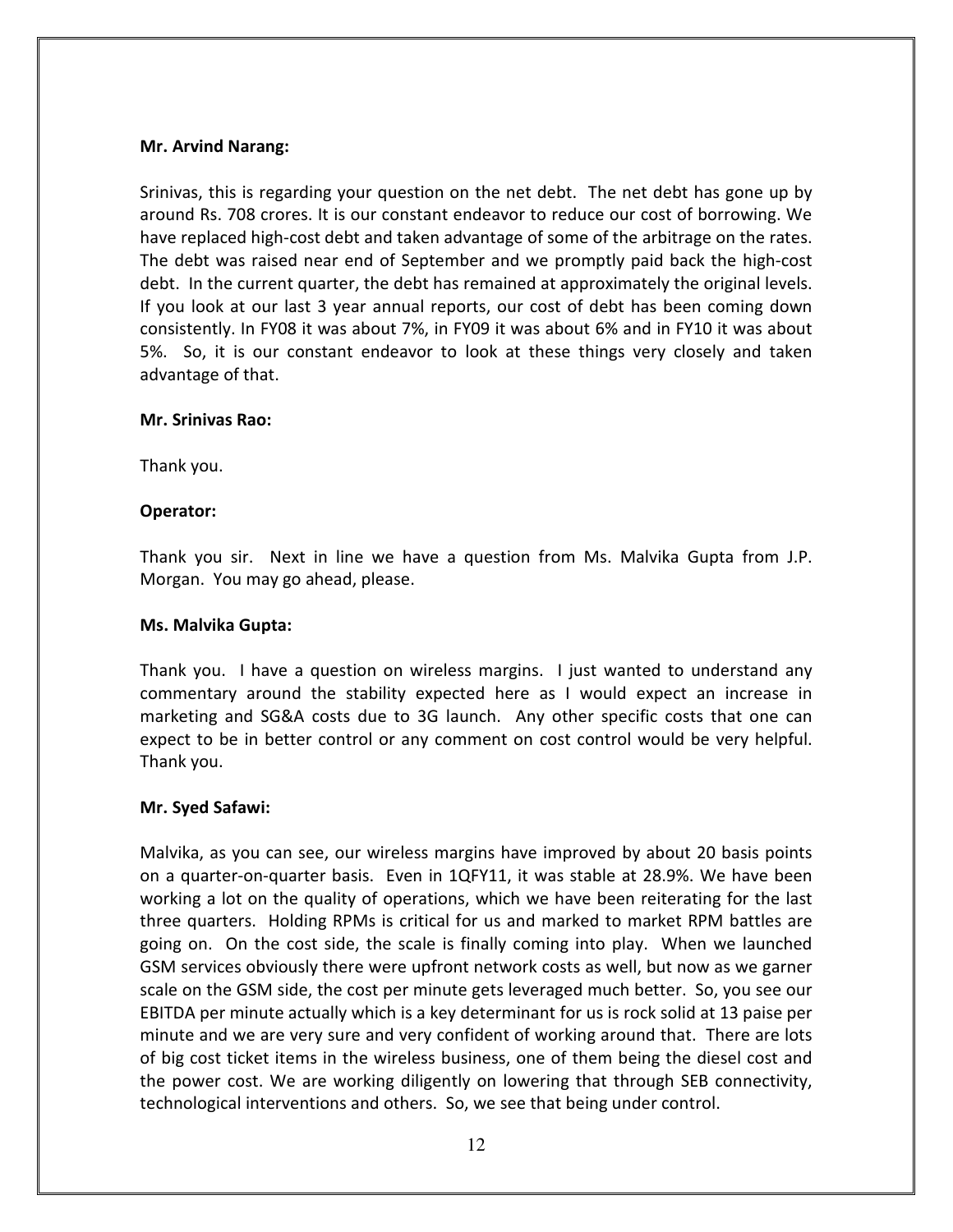**Mr. Arvind Narang:**

Srinivas, this is regarding your question on the net debt. The net debt has gone up by around Rs. 708 crores. It is our constant endeavor to reduce our cost of borrowing. We have replaced high-cost debt and taken advantage of some of the arbitrage on the rates. The debt was raised near end of September and we promptly paid back the high-cost debt. In the current quarter, the debt has remained at approximately the original levels. If you look at our last 3 year annual reports, our cost of debt has been coming down consistently. In FY08 it was about 7%, in FY09 it was about 6% and in FY10 it was about 5%. So, it is our constant endeavor to look at these things very closely and taken advantage of that.

**Mr. Srinivas Rao:**

Thank you.

**Operator:**

Thank you sir. Next in line we have a question from Ms. Malvika Gupta from J.P. Morgan. You may go ahead, please.

**Ms. Malvika Gupta:**

Thank you. I have a question on wireless margins. I just wanted to understand any commentary around the stability expected here as I would expect an increase in marketing and SG&A costs due to 3G launch. Any other specific costs that one can expect to be in better control or any comment on cost control would be very helpful. Thank you.

**Mr. Syed Safawi:**

Malvika, as you can see, our wireless margins have improved by about 20 basis points on a quarter-on-quarter basis. Even in 1QFY11, it was stable at 28.9%. We have been working a lot on the quality of operations, which we have been reiterating for the last three quarters. Holding RPMs is critical for us and marked to market RPM battles are going on. On the cost side, the scale is finally coming into play. When we launched GSM services obviously there were upfront network costs as well, but now as we garner scale on the GSM side, the cost per minute gets leveraged much better. So, you see our EBITDA per minute actually which is a key determinant for us is rock solid at 13 paise per minute and we are very sure and very confident of working around that. There are lots of big cost ticket items in the wireless business, one of them being the diesel cost and the power cost. We are working diligently on lowering that through SEB connectivity, technological interventions and others. So, we see that being under control.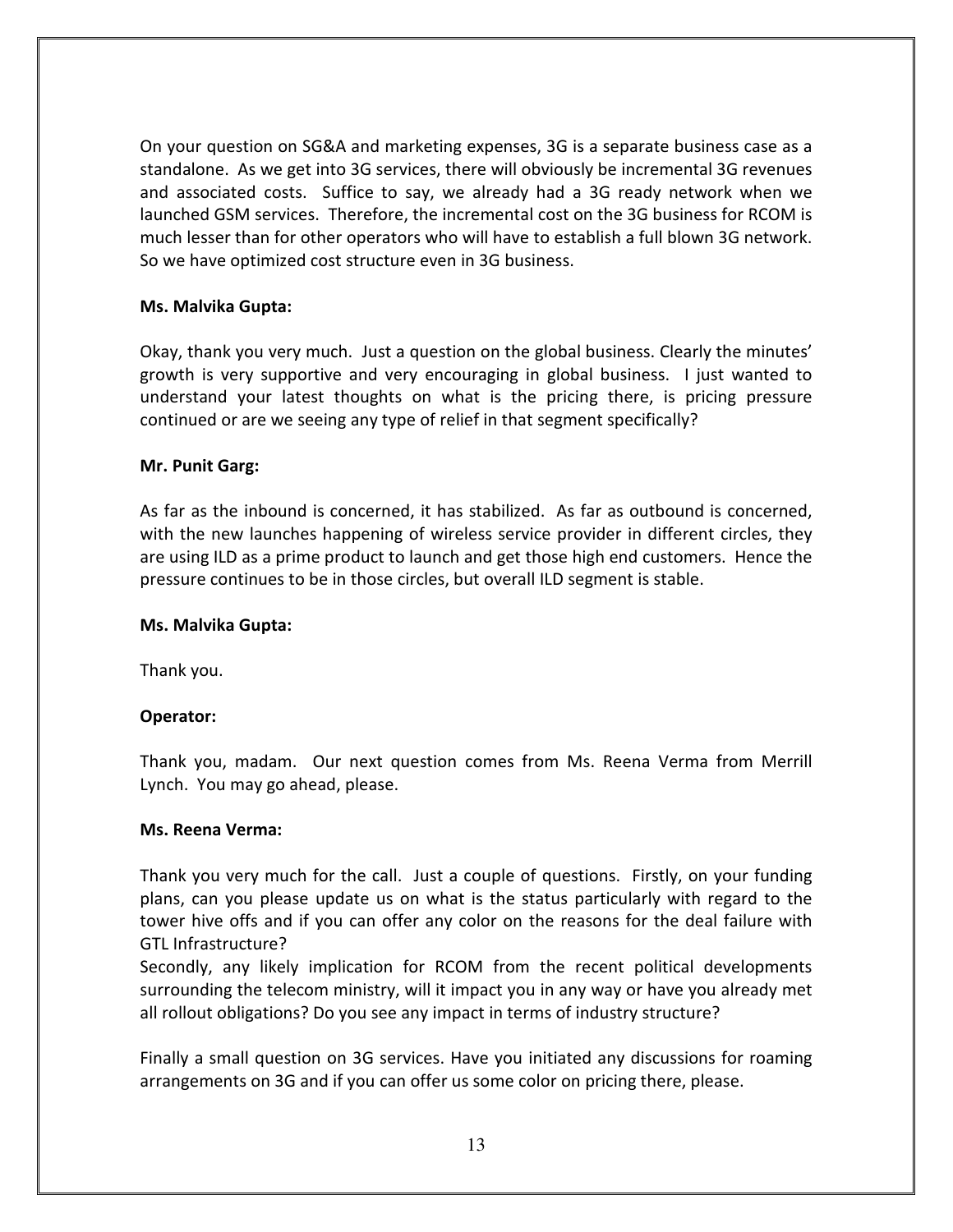On your question on SG&A and marketing expenses, 3G is a separate business case as a standalone. As we get into 3G services, there will obviously be incremental 3G revenues and associated costs. Suffice to say, we already had a 3G ready network when we launched GSM services. Therefore, the incremental cost on the 3G business for RCOM is much lesser than for other operators who will have to establish a full blown 3G network. So we have optimized cost structure even in 3G business.

**Ms. Malvika Gupta:**

Okay, thank you very much. Just a question on the global business. Clearly the minutes' growth is very supportive and very encouraging in global business. I just wanted to understand your latest thoughts on what is the pricing there, is pricing pressure continued or are we seeing any type of relief in that segment specifically?

**Mr. Punit Garg:**

As far as the inbound is concerned, it has stabilized. As far as outbound is concerned, with the new launches happening of wireless service provider in different circles, they are using ILD as a prime product to launch and get those high end customers. Hence the pressure continues to be in those circles, but overall ILD segment is stable.

**Ms. Malvika Gupta:**

Thank you.

**Operator:**

Thank you, madam. Our next question comes from Ms. Reena Verma from Merrill Lynch. You may go ahead, please.

**Ms. Reena Verma:**

Thank you very much for the call. Just a couple of questions. Firstly, on your funding plans, can you please update us on what is the status particularly with regard to the tower hive offs and if you can offer any color on the reasons for the deal failure with GTL Infrastructure?

Secondly, any likely implication for RCOM from the recent political developments surrounding the telecom ministry, will it impact you in any way or have you already met all rollout obligations? Do you see any impact in terms of industry structure?

Finally a small question on 3G services. Have you initiated any discussions for roaming arrangements on 3G and if you can offer us some color on pricing there, please.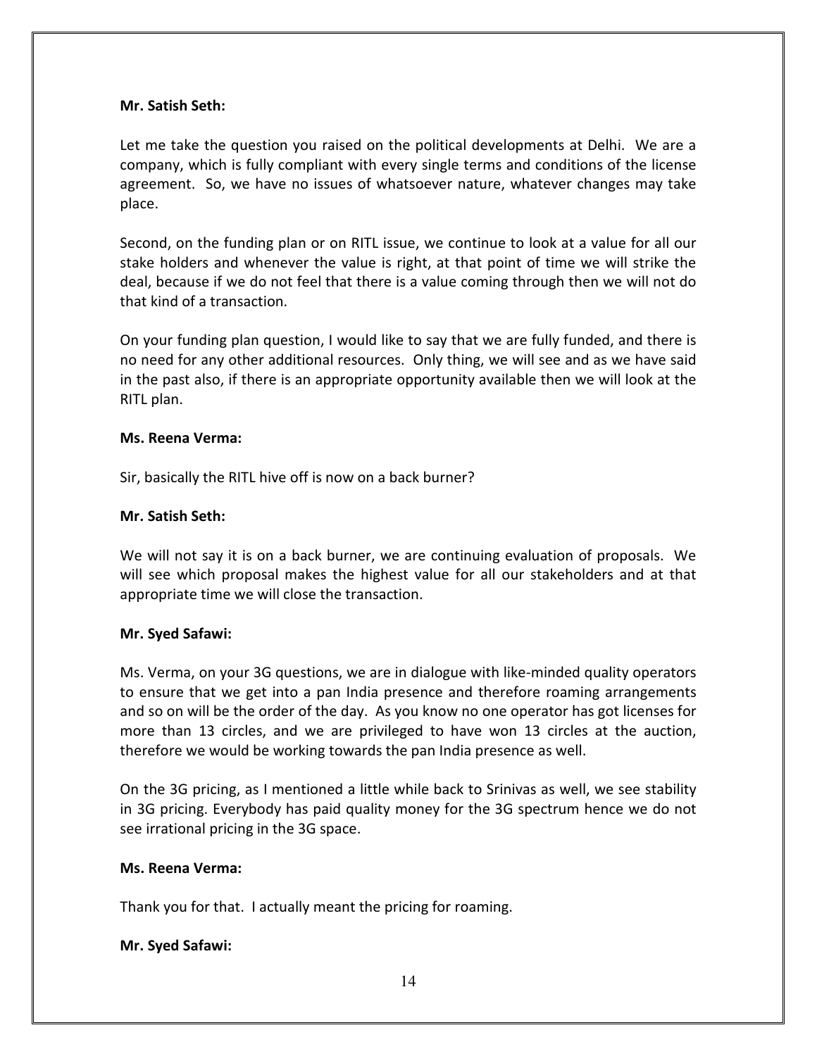**Mr. Satish Seth:**

Let me take the question you raised on the political developments at Delhi. We are a company, which is fully compliant with every single terms and conditions of the license agreement. So, we have no issues of whatsoever nature, whatever changes may take place.

Second, on the funding plan or on RITL issue, we continue to look at a value for all our stake holders and whenever the value is right, at that point of time we will strike the deal, because if we do not feel that there is a value coming through then we will not do that kind of a transaction.

On your funding plan question, I would like to say that we are fully funded, and there is no need for any other additional resources. Only thing, we will see and as we have said in the past also, if there is an appropriate opportunity available then we will look at the RITL plan.

**Ms. Reena Verma:**

Sir, basically the RITL hive off is now on a back burner?

**Mr. Satish Seth:**

We will not say it is on a back burner, we are continuing evaluation of proposals. We will see which proposal makes the highest value for all our stakeholders and at that appropriate time we will close the transaction.

**Mr. Syed Safawi:**

Ms. Verma, on your 3G questions, we are in dialogue with like-minded quality operators to ensure that we get into a pan India presence and therefore roaming arrangements and so on will be the order of the day. As you know no one operator has got licenses for more than 13 circles, and we are privileged to have won 13 circles at the auction, therefore we would be working towards the pan India presence as well.

On the 3G pricing, as I mentioned a little while back to Srinivas as well, we see stability in 3G pricing. Everybody has paid quality money for the 3G spectrum hence we do not see irrational pricing in the 3G space.

**Ms. Reena Verma:**

Thank you for that. I actually meant the pricing for roaming.

**Mr. Syed Safawi:**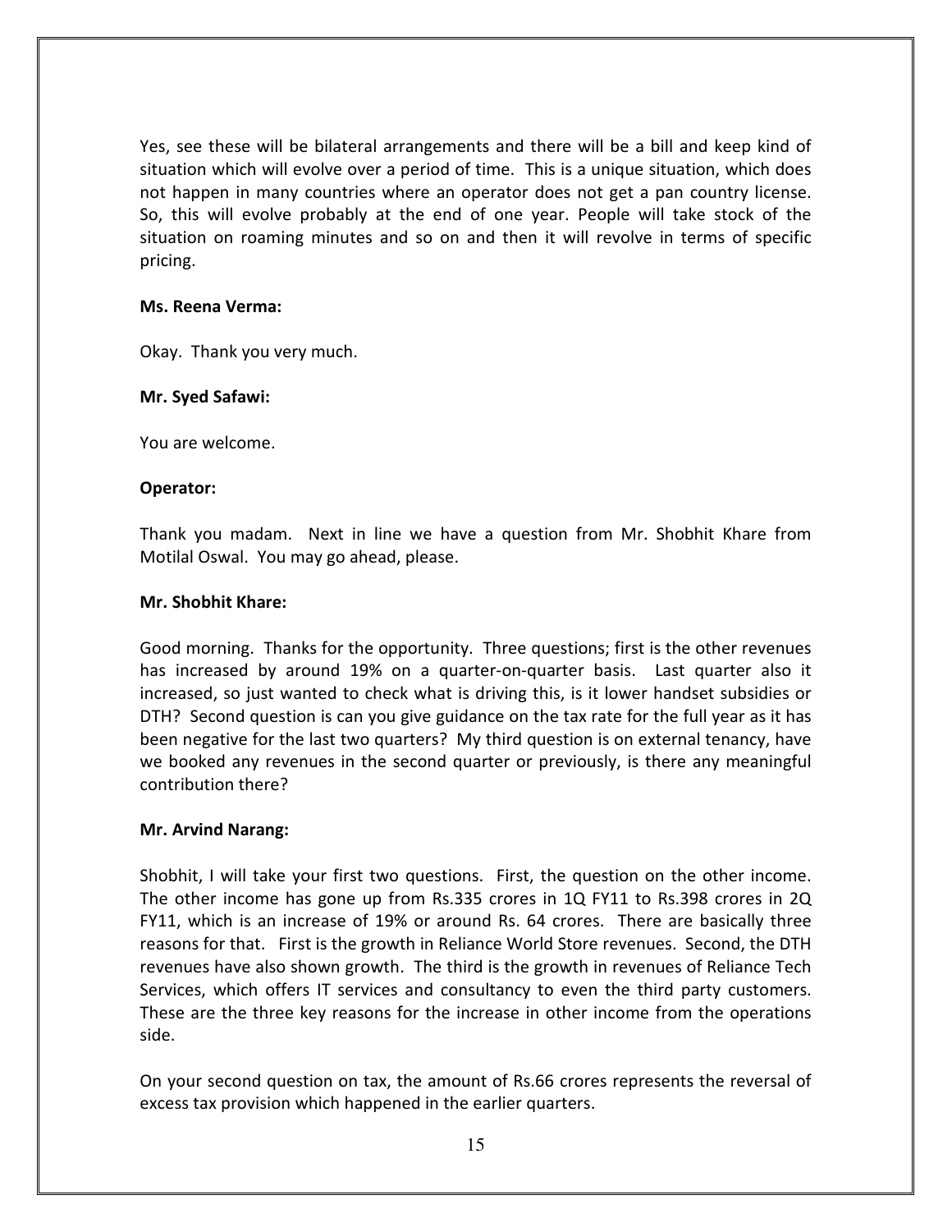Yes, see these will be bilateral arrangements and there will be a bill and keep kind of situation which will evolve over a period of time. This is a unique situation, which does not happen in many countries where an operator does not get a pan country license. So, this will evolve probably at the end of one year. People will take stock of the situation on roaming minutes and so on and then it will revolve in terms of specific pricing.

**Ms. Reena Verma:**

Okay. Thank you very much.

**Mr. Syed Safawi:**

You are welcome.

**Operator:**

Thank you madam. Next in line we have a question from Mr. Shobhit Khare from Motilal Oswal. You may go ahead, please.

**Mr. Shobhit Khare:**

Good morning. Thanks for the opportunity. Three questions; first is the other revenues has increased by around 19% on a quarter-on-quarter basis. Last quarter also it increased, so just wanted to check what is driving this, is it lower handset subsidies or DTH? Second question is can you give guidance on the tax rate for the full year as it has been negative for the last two quarters? My third question is on external tenancy, have we booked any revenues in the second quarter or previously, is there any meaningful contribution there?

**Mr. Arvind Narang:**

Shobhit, I will take your first two questions. First, the question on the other income. The other income has gone up from Rs.335 crores in 1Q FY11 to Rs.398 crores in 2Q FY11, which is an increase of 19% or around Rs. 64 crores. There are basically three reasons for that. First is the growth in Reliance World Store revenues. Second, the DTH revenues have also shown growth. The third is the growth in revenues of Reliance Tech Services, which offers IT services and consultancy to even the third party customers. These are the three key reasons for the increase in other income from the operations side.

On your second question on tax, the amount of Rs.66 crores represents the reversal of excess tax provision which happened in the earlier quarters.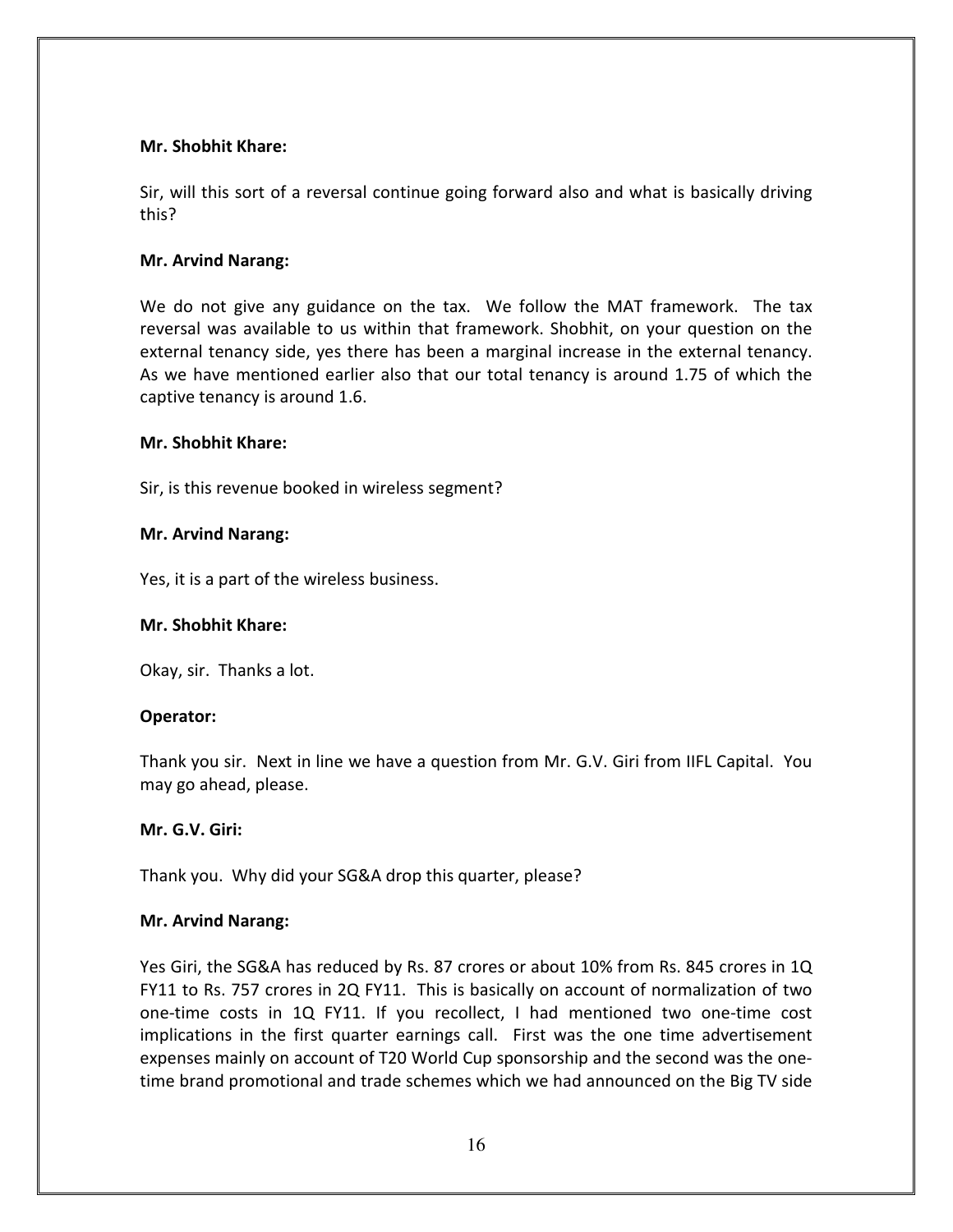**Mr. Shobhit Khare:**

Sir, will this sort of a reversal continue going forward also and what is basically driving this?

**Mr. Arvind Narang:**

We do not give any guidance on the tax. We follow the MAT framework. The tax reversal was available to us within that framework. Shobhit, on your question on the external tenancy side, yes there has been a marginal increase in the external tenancy. As we have mentioned earlier also that our total tenancy is around 1.75 of which the captive tenancy is around 1.6.

**Mr. Shobhit Khare:**

Sir, is this revenue booked in wireless segment?

**Mr. Arvind Narang:**

Yes, it is a part of the wireless business.

**Mr. Shobhit Khare:**

Okay, sir. Thanks a lot.

**Operator:**

Thank you sir. Next in line we have a question from Mr. G.V. Giri from IIFL Capital. You may go ahead, please.

**Mr. G.V. Giri:**

Thank you. Why did your SG&A drop this quarter, please?

**Mr. Arvind Narang:**

Yes Giri, the SG&A has reduced by Rs. 87 crores or about 10% from Rs. 845 crores in 1Q FY11 to Rs. 757 crores in 2Q FY11. This is basically on account of normalization of two one-time costs in 1Q FY11. If you recollect, I had mentioned two one-time cost implications in the first quarter earnings call. First was the one time advertisement expenses mainly on account of T20 World Cup sponsorship and the second was the one-time brand promotional and trade schemes which we had announced on the Big TV side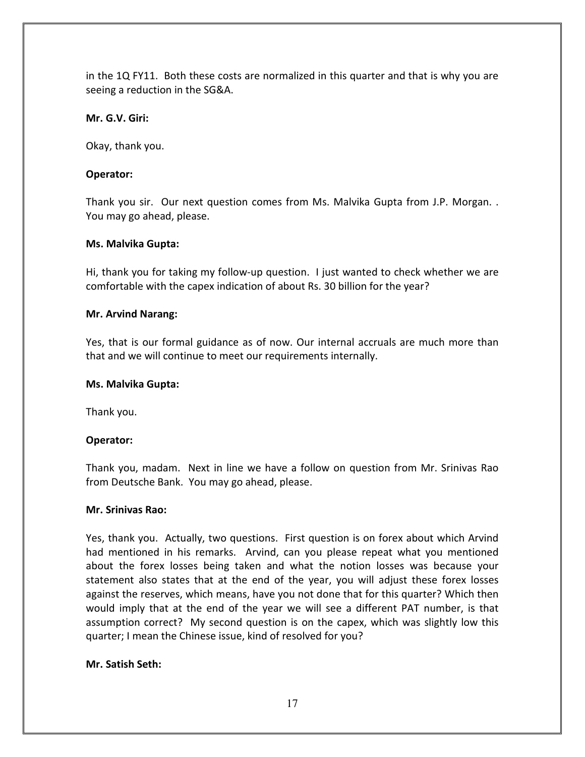in the 1Q FY11. Both these costs are normalized in this quarter and that is why you are seeing a reduction in the SG&A.

**Mr. G.V. Giri:**

Okay, thank you.

**Operator:**

Thank you sir. Our next question comes from Ms. Malvika Gupta from J.P. Morgan. . You may go ahead, please.

**Ms. Malvika Gupta:**

Hi, thank you for taking my follow-up question. I just wanted to check whether we are comfortable with the capex indication of about Rs. 30 billion for the year?

**Mr. Arvind Narang:**

Yes, that is our formal guidance as of now. Our internal accruals are much more than that and we will continue to meet our requirements internally.

**Ms. Malvika Gupta:**

Thank you.

**Operator:**

Thank you, madam. Next in line we have a follow on question from Mr. Srinivas Rao from Deutsche Bank. You may go ahead, please.

**Mr. Srinivas Rao:**

Yes, thank you. Actually, two questions. First question is on forex about which Arvind had mentioned in his remarks. Arvind, can you please repeat what you mentioned about the forex losses being taken and what the notion losses was because your statement also states that at the end of the year, you will adjust these forex losses against the reserves, which means, have you not done that for this quarter? Which then would imply that at the end of the year we will see a different PAT number, is that assumption correct? My second question is on the capex, which was slightly low this quarter; I mean the Chinese issue, kind of resolved for you?

**Mr. Satish Seth:**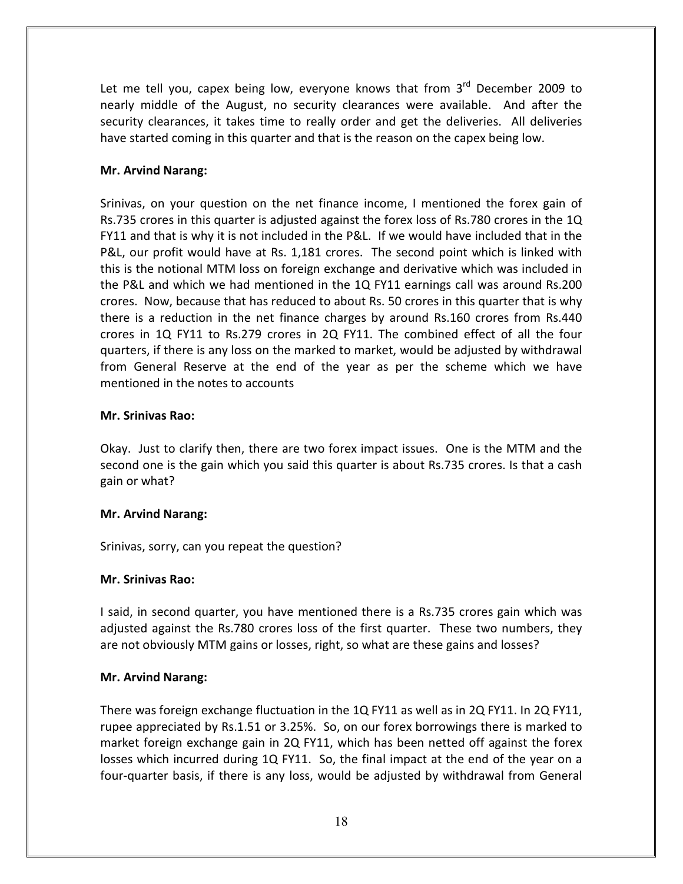Let me tell you, capex being low, everyone knows that from 3rd December 2009 to nearly middle of the August, no security clearances were available. And after the security clearances, it takes time to really order and get the deliveries. All deliveries have started coming in this quarter and that is the reason on the capex being low.

**Mr. Arvind Narang:**

Srinivas, on your question on the net finance income, I mentioned the forex gain of Rs.735 crores in this quarter is adjusted against the forex loss of Rs.780 crores in the 1Q FY11 and that is why it is not included in the P&L. If we would have included that in the P&L, our profit would have at Rs. 1,181 crores. The second point which is linked with this is the notional MTM loss on foreign exchange and derivative which was included in the P&L and which we had mentioned in the 1Q FY11 earnings call was around Rs.200 crores. Now, because that has reduced to about Rs. 50 crores in this quarter that is why there is a reduction in the net finance charges by around Rs.160 crores from Rs.440 crores in 1Q FY11 to Rs.279 crores in 2Q FY11. The combined effect of all the four quarters, if there is any loss on the marked to market, would be adjusted by withdrawal from General Reserve at the end of the year as per the scheme which we have mentioned in the notes to accounts

**Mr. Srinivas Rao:**

Okay. Just to clarify then, there are two forex impact issues. One is the MTM and the second one is the gain which you said this quarter is about Rs.735 crores. Is that a cash gain or what?

**Mr. Arvind Narang:**

Srinivas, sorry, can you repeat the question?

**Mr. Srinivas Rao:**

I said, in second quarter, you have mentioned there is a Rs.735 crores gain which was adjusted against the Rs.780 crores loss of the first quarter. These two numbers, they are not obviously MTM gains or losses, right, so what are these gains and losses?

**Mr. Arvind Narang:**

There was foreign exchange fluctuation in the 1Q FY11 as well as in 2Q FY11. In 2Q FY11, rupee appreciated by Rs.1.51 or 3.25%. So, on our forex borrowings there is marked to market foreign exchange gain in 2Q FY11, which has been netted off against the forex losses which incurred during 1Q FY11. So, the final impact at the end of the year on a four-quarter basis, if there is any loss, would be adjusted by withdrawal from General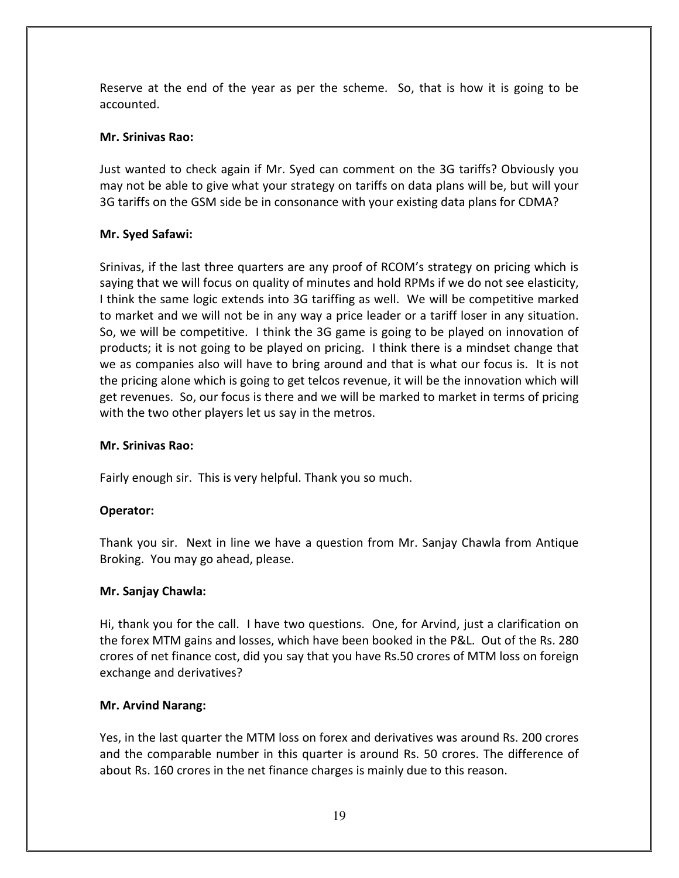Reserve at the end of the year as per the scheme. So, that is how it is going to be accounted.

**Mr. Srinivas Rao:**

Just wanted to check again if Mr. Syed can comment on the 3G tariffs? Obviously you may not be able to give what your strategy on tariffs on data plans will be, but will your 3G tariffs on the GSM side be in consonance with your existing data plans for CDMA?

**Mr. Syed Safawi:**

Srinivas, if the last three quarters are any proof of RCOM's strategy on pricing which is saying that we will focus on quality of minutes and hold RPMs if we do not see elasticity, I think the same logic extends into 3G tariffing as well. We will be competitive marked to market and we will not be in any way a price leader or a tariff loser in any situation. So, we will be competitive. I think the 3G game is going to be played on innovation of products; it is not going to be played on pricing. I think there is a mindset change that we as companies also will have to bring around and that is what our focus is. It is not the pricing alone which is going to get telcos revenue, it will be the innovation which will get revenues. So, our focus is there and we will be marked to market in terms of pricing with the two other players let us say in the metros.

**Mr. Srinivas Rao:**

Fairly enough sir. This is very helpful. Thank you so much.

**Operator:**

Thank you sir. Next in line we have a question from Mr. Sanjay Chawla from Antique Broking. You may go ahead, please.

**Mr. Sanjay Chawla:**

Hi, thank you for the call. I have two questions. One, for Arvind, just a clarification on the forex MTM gains and losses, which have been booked in the P&L. Out of the Rs. 280 crores of net finance cost, did you say that you have Rs.50 crores of MTM loss on foreign exchange and derivatives?

**Mr. Arvind Narang:**

Yes, in the last quarter the MTM loss on forex and derivatives was around Rs. 200 crores and the comparable number in this quarter is around Rs. 50 crores. The difference of about Rs. 160 crores in the net finance charges is mainly due to this reason.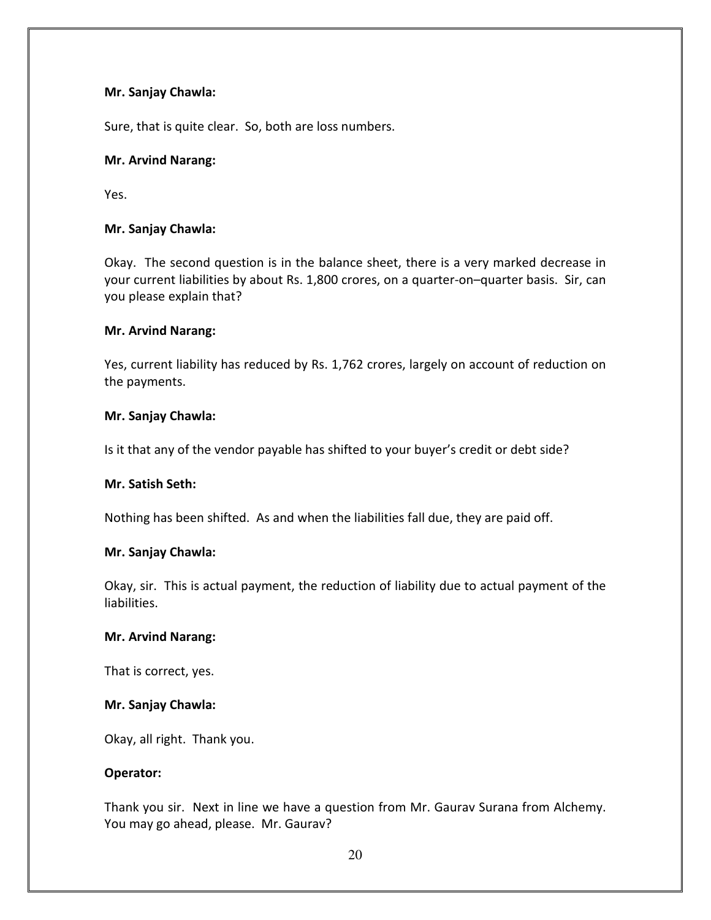**Mr. Sanjay Chawla:**

Sure, that is quite clear. So, both are loss numbers.

**Mr. Arvind Narang:**

Yes.

**Mr. Sanjay Chawla:**

Okay. The second question is in the balance sheet, there is a very marked decrease in your current liabilities by about Rs. 1,800 crores, on a quarter-on–quarter basis. Sir, can you please explain that?

**Mr. Arvind Narang:**

Yes, current liability has reduced by Rs. 1,762 crores, largely on account of reduction on the payments.

**Mr. Sanjay Chawla:**

Is it that any of the vendor payable has shifted to your buyer's credit or debt side?

**Mr. Satish Seth:**

Nothing has been shifted. As and when the liabilities fall due, they are paid off.

**Mr. Sanjay Chawla:**

Okay, sir. This is actual payment, the reduction of liability due to actual payment of the liabilities.

**Mr. Arvind Narang:**

That is correct, yes.

**Mr. Sanjay Chawla:**

Okay, all right. Thank you.

**Operator:**

Thank you sir. Next in line we have a question from Mr. Gaurav Surana from Alchemy. You may go ahead, please. Mr. Gaurav?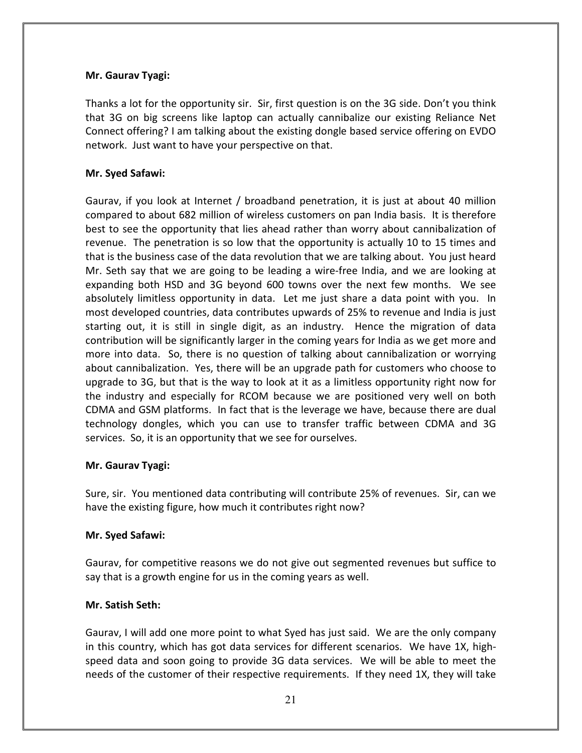**Mr. Gaurav Tyagi:**

Thanks a lot for the opportunity sir. Sir, first question is on the 3G side. Don't you think that 3G on big screens like laptop can actually cannibalize our existing Reliance Net Connect offering? I am talking about the existing dongle based service offering on EVDO network. Just want to have your perspective on that.

**Mr. Syed Safawi:**

Gaurav, if you look at Internet / broadband penetration, it is just at about 40 million compared to about 682 million of wireless customers on pan India basis. It is therefore best to see the opportunity that lies ahead rather than worry about cannibalization of revenue. The penetration is so low that the opportunity is actually 10 to 15 times and that is the business case of the data revolution that we are talking about. You just heard Mr. Seth say that we are going to be leading a wire-free India, and we are looking at expanding both HSD and 3G beyond 600 towns over the next few months. We see absolutely limitless opportunity in data. Let me just share a data point with you. In most developed countries, data contributes upwards of 25% to revenue and India is just starting out, it is still in single digit, as an industry. Hence the migration of data contribution will be significantly larger in the coming years for India as we get more and more into data. So, there is no question of talking about cannibalization or worrying about cannibalization. Yes, there will be an upgrade path for customers who choose to upgrade to 3G, but that is the way to look at it as a limitless opportunity right now for the industry and especially for RCOM because we are positioned very well on both CDMA and GSM platforms. In fact that is the leverage we have, because there are dual technology dongles, which you can use to transfer traffic between CDMA and 3G services. So, it is an opportunity that we see for ourselves.

**Mr. Gaurav Tyagi:**

Sure, sir. You mentioned data contributing will contribute 25% of revenues. Sir, can we have the existing figure, how much it contributes right now?

**Mr. Syed Safawi:**

Gaurav, for competitive reasons we do not give out segmented revenues but suffice to say that is a growth engine for us in the coming years as well.

**Mr. Satish Seth:**

Gaurav, I will add one more point to what Syed has just said. We are the only company in this country, which has got data services for different scenarios. We have 1X, high-speed data and soon going to provide 3G data services. We will be able to meet the needs of the customer of their respective requirements. If they need 1X, they will take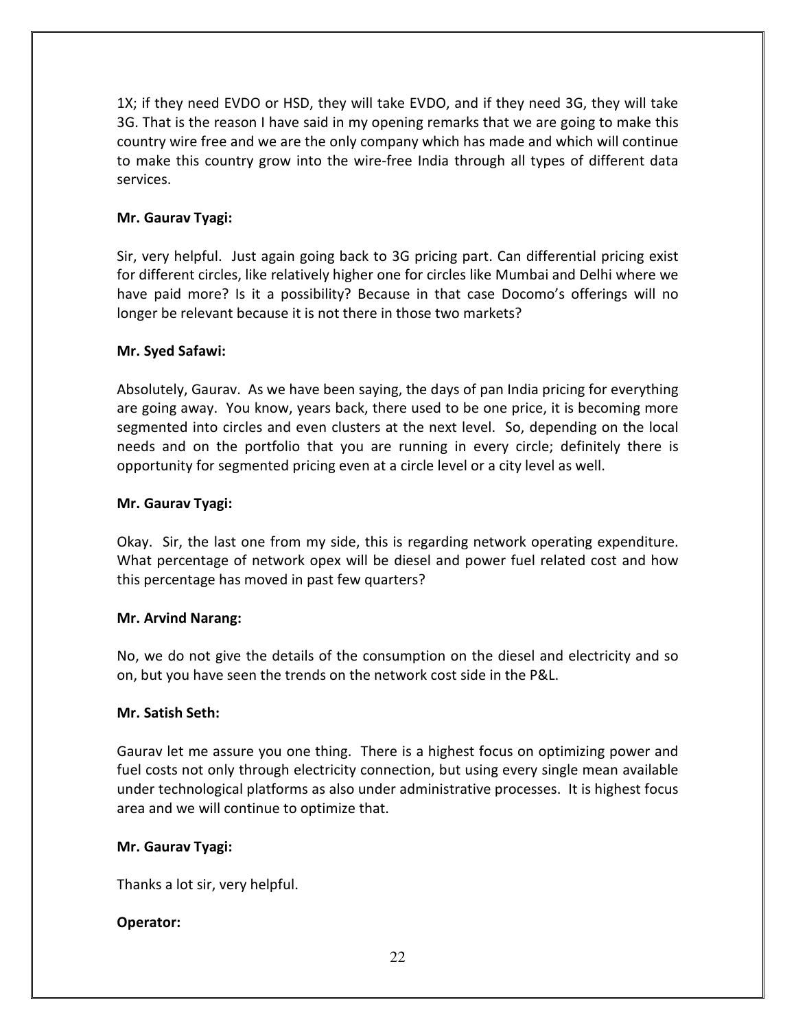1X; if they need EVDO or HSD, they will take EVDO, and if they need 3G, they will take 3G. That is the reason I have said in my opening remarks that we are going to make this country wire free and we are the only company which has made and which will continue to make this country grow into the wire-free India through all types of different data services.

**Mr. Gaurav Tyagi:**

Sir, very helpful. Just again going back to 3G pricing part. Can differential pricing exist for different circles, like relatively higher one for circles like Mumbai and Delhi where we have paid more? Is it a possibility? Because in that case Docomo's offerings will no longer be relevant because it is not there in those two markets?

**Mr. Syed Safawi:**

Absolutely, Gaurav. As we have been saying, the days of pan India pricing for everything are going away. You know, years back, there used to be one price, it is becoming more segmented into circles and even clusters at the next level. So, depending on the local needs and on the portfolio that you are running in every circle; definitely there is opportunity for segmented pricing even at a circle level or a city level as well.

**Mr. Gaurav Tyagi:**

Okay. Sir, the last one from my side, this is regarding network operating expenditure. What percentage of network opex will be diesel and power fuel related cost and how this percentage has moved in past few quarters?

**Mr. Arvind Narang:**

No, we do not give the details of the consumption on the diesel and electricity and so on, but you have seen the trends on the network cost side in the P&L.

**Mr. Satish Seth:**

Gaurav let me assure you one thing. There is a highest focus on optimizing power and fuel costs not only through electricity connection, but using every single mean available under technological platforms as also under administrative processes. It is highest focus area and we will continue to optimize that.

**Mr. Gaurav Tyagi:**

Thanks a lot sir, very helpful.

**Operator:**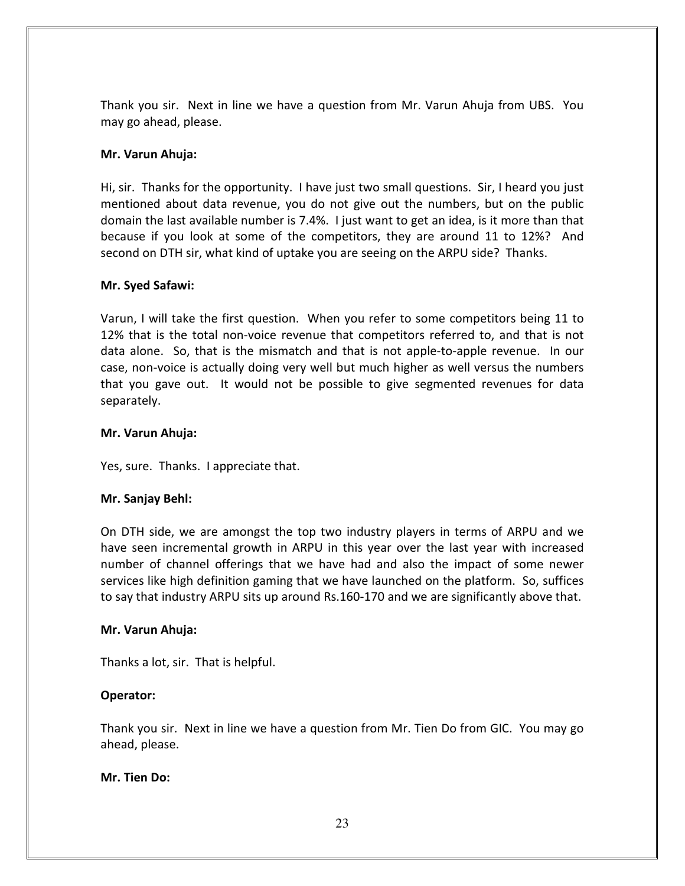Thank you sir. Next in line we have a question from Mr. Varun Ahuja from UBS. You may go ahead, please.

**Mr. Varun Ahuja:**

Hi, sir. Thanks for the opportunity. I have just two small questions. Sir, I heard you just mentioned about data revenue, you do not give out the numbers, but on the public domain the last available number is 7.4%. I just want to get an idea, is it more than that because if you look at some of the competitors, they are around 11 to 12%? And second on DTH sir, what kind of uptake you are seeing on the ARPU side? Thanks.

**Mr. Syed Safawi:**

Varun, I will take the first question. When you refer to some competitors being 11 to 12% that is the total non-voice revenue that competitors referred to, and that is not data alone. So, that is the mismatch and that is not apple-to-apple revenue. In our case, non-voice is actually doing very well but much higher as well versus the numbers that you gave out. It would not be possible to give segmented revenues for data separately.

**Mr. Varun Ahuja:**

Yes, sure. Thanks. I appreciate that.

**Mr. Sanjay Behl:**

On DTH side, we are amongst the top two industry players in terms of ARPU and we have seen incremental growth in ARPU in this year over the last year with increased number of channel offerings that we have had and also the impact of some newer services like high definition gaming that we have launched on the platform. So, suffices to say that industry ARPU sits up around Rs.160-170 and we are significantly above that.

**Mr. Varun Ahuja:**

Thanks a lot, sir. That is helpful.

**Operator:**

Thank you sir. Next in line we have a question from Mr. Tien Do from GIC. You may go ahead, please.

**Mr. Tien Do:**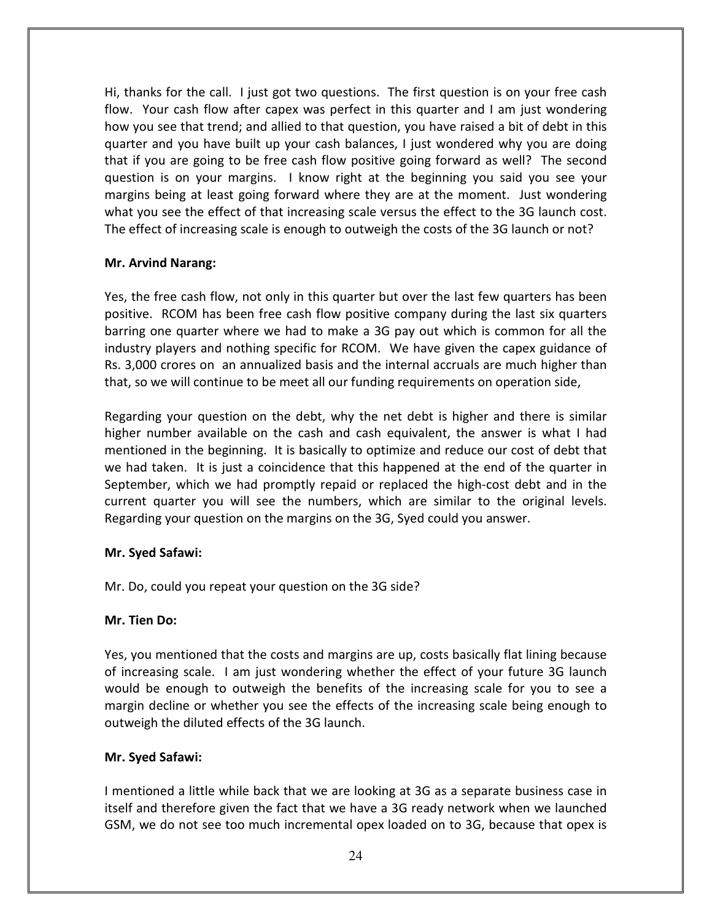Hi, thanks for the call. I just got two questions. The first question is on your free cash flow. Your cash flow after capex was perfect in this quarter and I am just wondering how you see that trend; and allied to that question, you have raised a bit of debt in this quarter and you have built up your cash balances, I just wondered why you are doing that if you are going to be free cash flow positive going forward as well? The second question is on your margins. I know right at the beginning you said you see your margins being at least going forward where they are at the moment. Just wondering what you see the effect of that increasing scale versus the effect to the 3G launch cost. The effect of increasing scale is enough to outweigh the costs of the 3G launch or not?

**Mr. Arvind Narang:**

Yes, the free cash flow, not only in this quarter but over the last few quarters has been positive. RCOM has been free cash flow positive company during the last six quarters barring one quarter where we had to make a 3G pay out which is common for all the industry players and nothing specific for RCOM. We have given the capex guidance of Rs. 3,000 crores on an annualized basis and the internal accruals are much higher than that, so we will continue to be meet all our funding requirements on operation side,

Regarding your question on the debt, why the net debt is higher and there is similar higher number available on the cash and cash equivalent, the answer is what I had mentioned in the beginning. It is basically to optimize and reduce our cost of debt that we had taken. It is just a coincidence that this happened at the end of the quarter in September, which we had promptly repaid or replaced the high-cost debt and in the current quarter you will see the numbers, which are similar to the original levels. Regarding your question on the margins on the 3G, Syed could you answer.

**Mr. Syed Safawi:**

Mr. Do, could you repeat your question on the 3G side?

**Mr. Tien Do:**

Yes, you mentioned that the costs and margins are up, costs basically flat lining because of increasing scale. I am just wondering whether the effect of your future 3G launch would be enough to outweigh the benefits of the increasing scale for you to see a margin decline or whether you see the effects of the increasing scale being enough to outweigh the diluted effects of the 3G launch.

**Mr. Syed Safawi:**

I mentioned a little while back that we are looking at 3G as a separate business case in itself and therefore given the fact that we have a 3G ready network when we launched GSM, we do not see too much incremental opex loaded on to 3G, because that opex is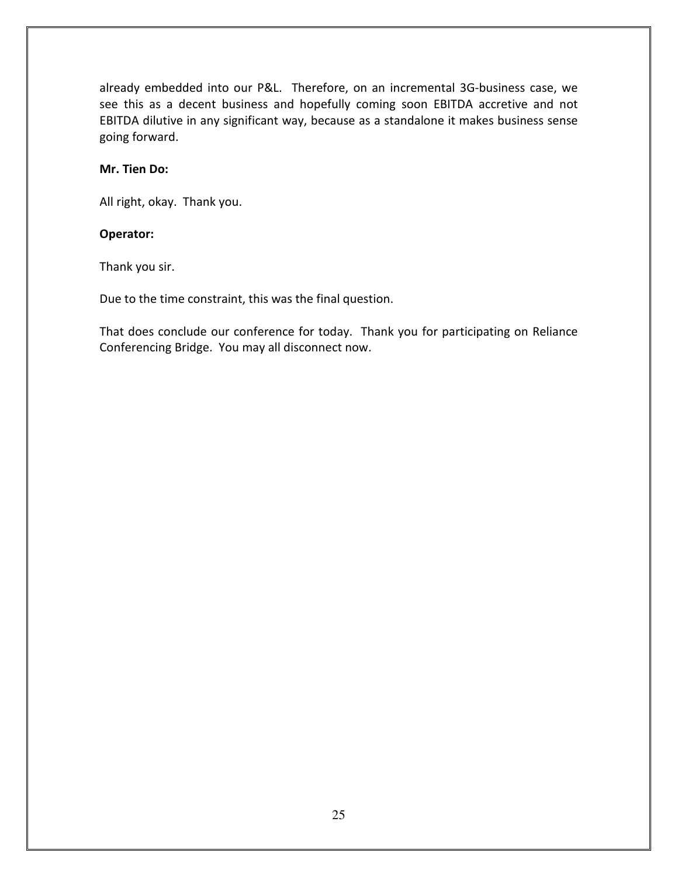already embedded into our P&L. Therefore, on an incremental 3G-business case, we see this as a decent business and hopefully coming soon EBITDA accretive and not EBITDA dilutive in any significant way, because as a standalone it makes business sense going forward.

**Mr. Tien Do:**

All right, okay. Thank you.

**Operator:**

Thank you sir.

Due to the time constraint, this was the final question.

That does conclude our conference for today. Thank you for participating on Reliance Conferencing Bridge. You may all disconnect now.